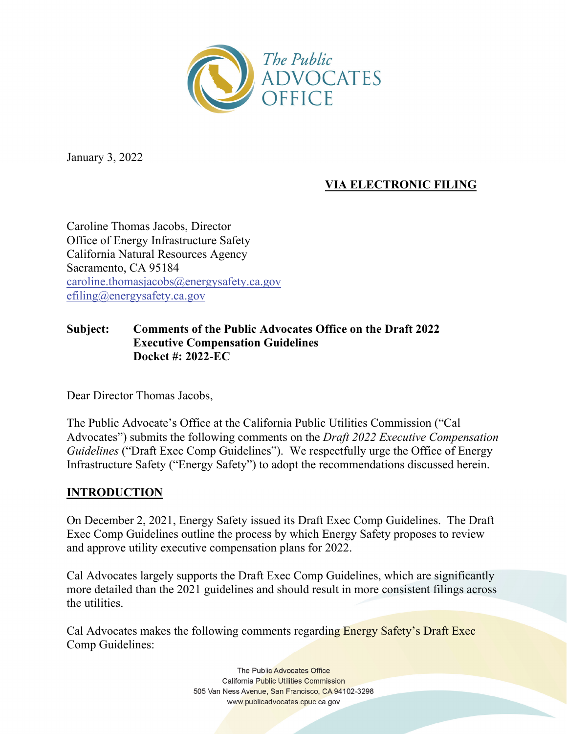The Public ADVOCATES OFFICE

January 3, 2022

**VIA ELECTRONIC FILING**

Caroline Thomas Jacobs, Director
Office of Energy Infrastructure Safety
California Natural Resources Agency
Sacramento, CA 95184
caroline.thomasjacobs@energysafety.ca.gov
efiling@energysafety.ca.gov

**Subject: Comments of the Public Advocates Office on the Draft 2022 Executive Compensation Guidelines**
**Docket #: 2022-EC**

Dear Director Thomas Jacobs,

The Public Advocate's Office at the California Public Utilities Commission ("Cal Advocates") submits the following comments on the *Draft 2022 Executive Compensation Guidelines* ("Draft Exec Comp Guidelines"). We respectfully urge the Office of Energy Infrastructure Safety ("Energy Safety") to adopt the recommendations discussed herein.

## INTRODUCTION

On December 2, 2021, Energy Safety issued its Draft Exec Comp Guidelines. The Draft Exec Comp Guidelines outline the process by which Energy Safety proposes to review and approve utility executive compensation plans for 2022.

Cal Advocates largely supports the Draft Exec Comp Guidelines, which are significantly more detailed than the 2021 guidelines and should result in more consistent filings across the utilities.

Cal Advocates makes the following comments regarding Energy Safety's Draft Exec Comp Guidelines: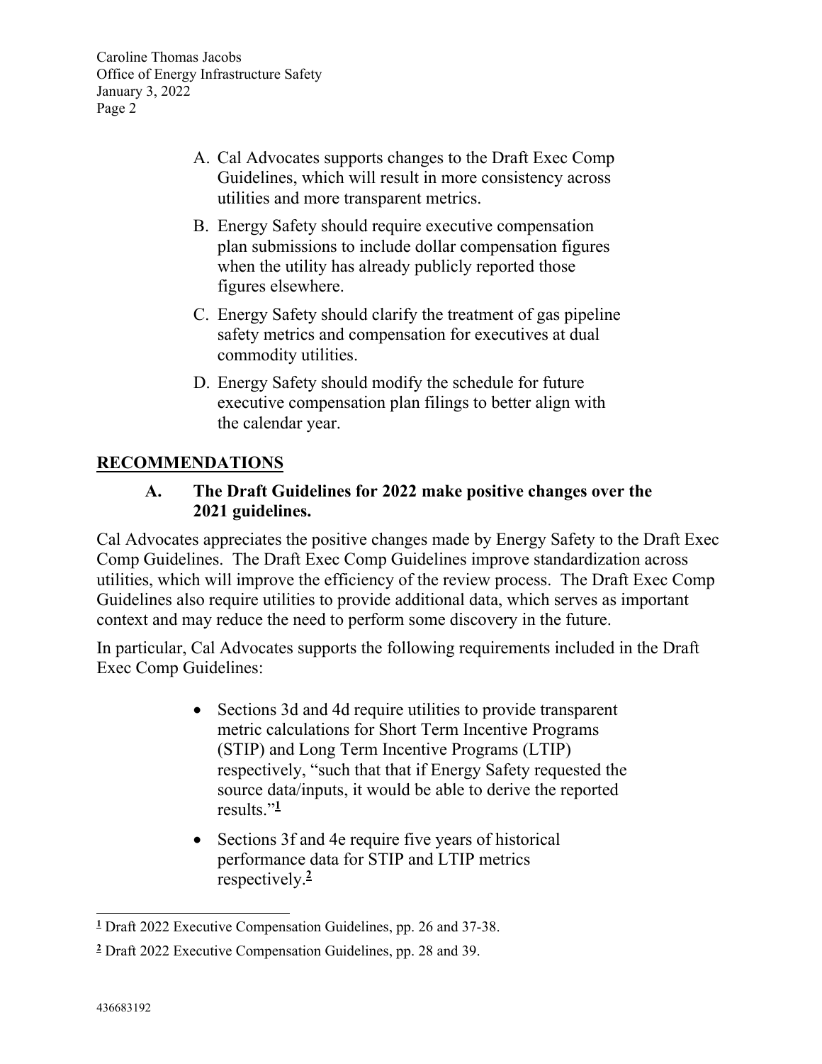A. Cal Advocates supports changes to the Draft Exec Comp Guidelines, which will result in more consistency across utilities and more transparent metrics.

B. Energy Safety should require executive compensation plan submissions to include dollar compensation figures when the utility has already publicly reported those figures elsewhere.

C. Energy Safety should clarify the treatment of gas pipeline safety metrics and compensation for executives at dual commodity utilities.

D. Energy Safety should modify the schedule for future executive compensation plan filings to better align with the calendar year.

## RECOMMENDATIONS

### A. The Draft Guidelines for 2022 make positive changes over the 2021 guidelines.

Cal Advocates appreciates the positive changes made by Energy Safety to the Draft Exec Comp Guidelines. The Draft Exec Comp Guidelines improve standardization across utilities, which will improve the efficiency of the review process. The Draft Exec Comp Guidelines also require utilities to provide additional data, which serves as important context and may reduce the need to perform some discovery in the future.

In particular, Cal Advocates supports the following requirements included in the Draft Exec Comp Guidelines:

- Sections 3d and 4d require utilities to provide transparent metric calculations for Short Term Incentive Programs (STIP) and Long Term Incentive Programs (LTIP) respectively, "such that that if Energy Safety requested the source data/inputs, it would be able to derive the reported results."[1]
- Sections 3f and 4e require five years of historical performance data for STIP and LTIP metrics respectively.[2]

---

[1] Draft 2022 Executive Compensation Guidelines, pp. 26 and 37-38.

[2] Draft 2022 Executive Compensation Guidelines, pp. 28 and 39.

436683192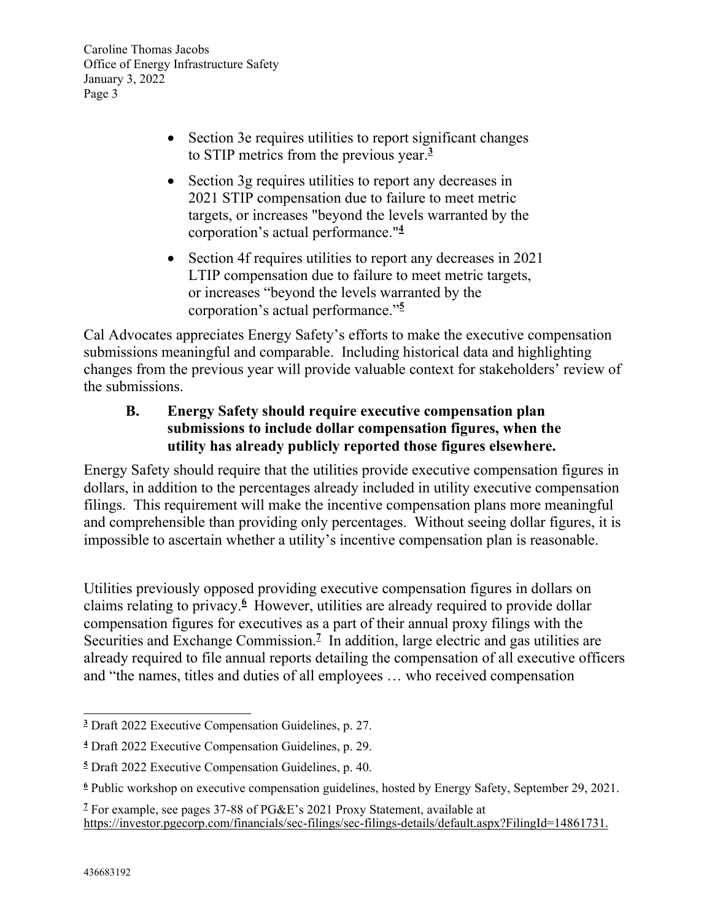- Section 3e requires utilities to report significant changes to STIP metrics from the previous year.[3]
- Section 3g requires utilities to report any decreases in 2021 STIP compensation due to failure to meet metric targets, or increases "beyond the levels warranted by the corporation's actual performance."[4]
- Section 4f requires utilities to report any decreases in 2021 LTIP compensation due to failure to meet metric targets, or increases "beyond the levels warranted by the corporation's actual performance."[5]

Cal Advocates appreciates Energy Safety's efforts to make the executive compensation submissions meaningful and comparable. Including historical data and highlighting changes from the previous year will provide valuable context for stakeholders' review of the submissions.

### B. Energy Safety should require executive compensation plan submissions to include dollar compensation figures, when the utility has already publicly reported those figures elsewhere.

Energy Safety should require that the utilities provide executive compensation figures in dollars, in addition to the percentages already included in utility executive compensation filings. This requirement will make the incentive compensation plans more meaningful and comprehensible than providing only percentages. Without seeing dollar figures, it is impossible to ascertain whether a utility's incentive compensation plan is reasonable.

Utilities previously opposed providing executive compensation figures in dollars on claims relating to privacy.[6] However, utilities are already required to provide dollar compensation figures for executives as a part of their annual proxy filings with the Securities and Exchange Commission.[7] In addition, large electric and gas utilities are already required to file annual reports detailing the compensation of all executive officers and "the names, titles and duties of all employees … who received compensation

---

[3] Draft 2022 Executive Compensation Guidelines, p. 27.

[4] Draft 2022 Executive Compensation Guidelines, p. 29.

[5] Draft 2022 Executive Compensation Guidelines, p. 40.

[6] Public workshop on executive compensation guidelines, hosted by Energy Safety, September 29, 2021.

[7] For example, see pages 37-88 of PG&E's 2021 Proxy Statement, available at https://investor.pgecorp.com/financials/sec-filings/sec-filings-details/default.aspx?FilingId=14861731.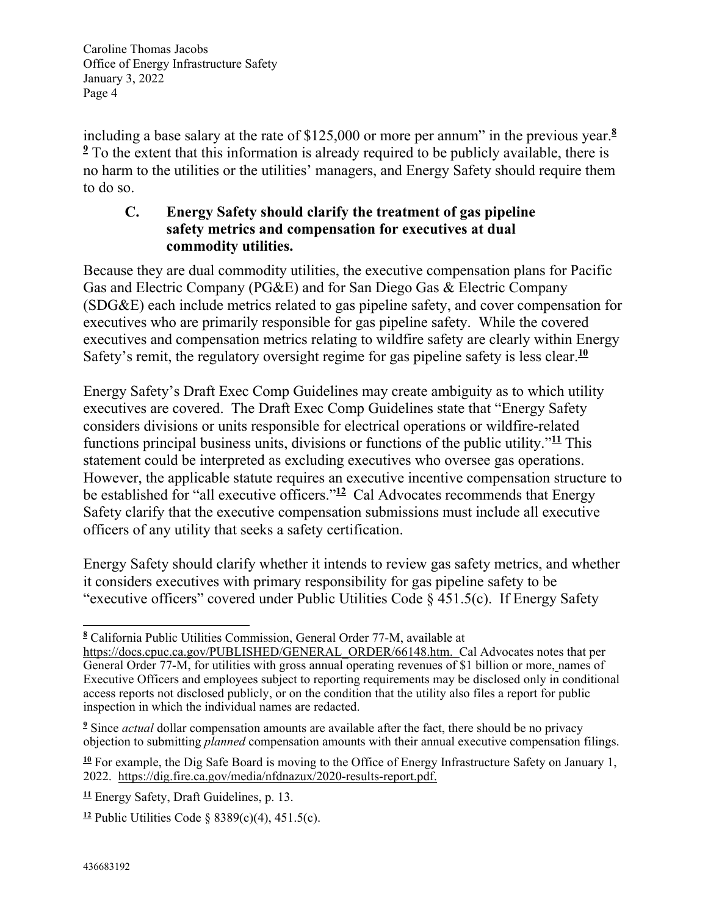including a base salary at the rate of $125,000 or more per annum" in the previous year.[8] [9] To the extent that this information is already required to be publicly available, there is no harm to the utilities or the utilities' managers, and Energy Safety should require them to do so.

### C. Energy Safety should clarify the treatment of gas pipeline safety metrics and compensation for executives at dual commodity utilities.

Because they are dual commodity utilities, the executive compensation plans for Pacific Gas and Electric Company (PG&E) and for San Diego Gas & Electric Company (SDG&E) each include metrics related to gas pipeline safety, and cover compensation for executives who are primarily responsible for gas pipeline safety. While the covered executives and compensation metrics relating to wildfire safety are clearly within Energy Safety's remit, the regulatory oversight regime for gas pipeline safety is less clear.[10]

Energy Safety's Draft Exec Comp Guidelines may create ambiguity as to which utility executives are covered. The Draft Exec Comp Guidelines state that "Energy Safety considers divisions or units responsible for electrical operations or wildfire-related functions principal business units, divisions or functions of the public utility."[11] This statement could be interpreted as excluding executives who oversee gas operations. However, the applicable statute requires an executive incentive compensation structure to be established for "all executive officers."[12] Cal Advocates recommends that Energy Safety clarify that the executive compensation submissions must include all executive officers of any utility that seeks a safety certification.

Energy Safety should clarify whether it intends to review gas safety metrics, and whether it considers executives with primary responsibility for gas pipeline safety to be "executive officers" covered under Public Utilities Code § 451.5(c). If Energy Safety

---

[8] California Public Utilities Commission, General Order 77-M, available at https://docs.cpuc.ca.gov/PUBLISHED/GENERAL_ORDER/66148.htm. Cal Advocates notes that per General Order 77-M, for utilities with gross annual operating revenues of $1 billion or more, names of Executive Officers and employees subject to reporting requirements may be disclosed only in conditional access reports not disclosed publicly, or on the condition that the utility also files a report for public inspection in which the individual names are redacted.

[9] Since *actual* dollar compensation amounts are available after the fact, there should be no privacy objection to submitting *planned* compensation amounts with their annual executive compensation filings.

[10] For example, the Dig Safe Board is moving to the Office of Energy Infrastructure Safety on January 1, 2022. https://dig.fire.ca.gov/media/nfdnazux/2020-results-report.pdf.

[11] Energy Safety, Draft Guidelines, p. 13.

[12] Public Utilities Code § 8389(c)(4), 451.5(c).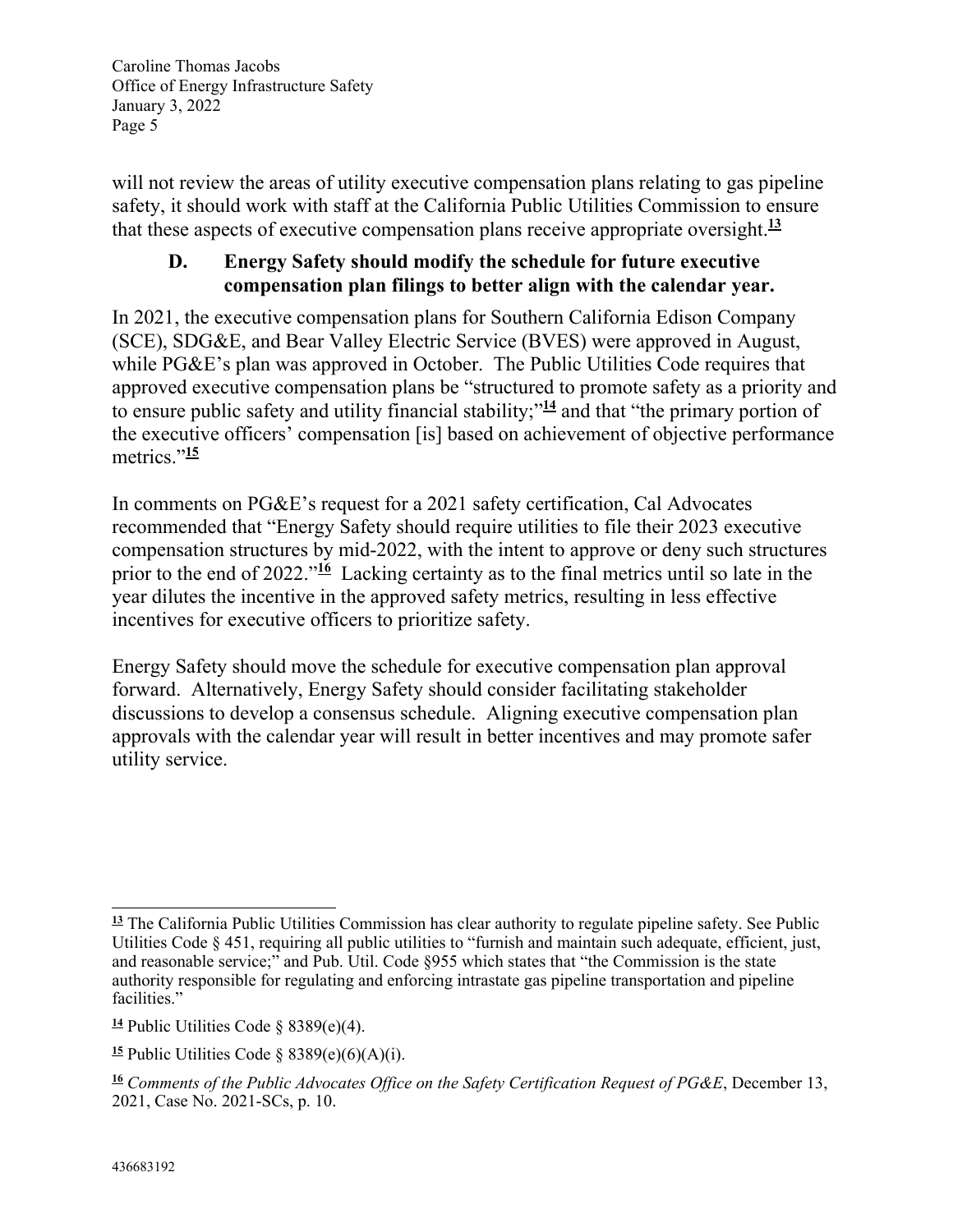will not review the areas of utility executive compensation plans relating to gas pipeline safety, it should work with staff at the California Public Utilities Commission to ensure that these aspects of executive compensation plans receive appropriate oversight.[13]

### D. Energy Safety should modify the schedule for future executive compensation plan filings to better align with the calendar year.

In 2021, the executive compensation plans for Southern California Edison Company (SCE), SDG&E, and Bear Valley Electric Service (BVES) were approved in August, while PG&E's plan was approved in October. The Public Utilities Code requires that approved executive compensation plans be "structured to promote safety as a priority and to ensure public safety and utility financial stability;"[14] and that "the primary portion of the executive officers' compensation [is] based on achievement of objective performance metrics."[15]

In comments on PG&E's request for a 2021 safety certification, Cal Advocates recommended that "Energy Safety should require utilities to file their 2023 executive compensation structures by mid-2022, with the intent to approve or deny such structures prior to the end of 2022."[16] Lacking certainty as to the final metrics until so late in the year dilutes the incentive in the approved safety metrics, resulting in less effective incentives for executive officers to prioritize safety.

Energy Safety should move the schedule for executive compensation plan approval forward. Alternatively, Energy Safety should consider facilitating stakeholder discussions to develop a consensus schedule. Aligning executive compensation plan approvals with the calendar year will result in better incentives and may promote safer utility service.

---

[13] The California Public Utilities Commission has clear authority to regulate pipeline safety. See Public Utilities Code § 451, requiring all public utilities to "furnish and maintain such adequate, efficient, just, and reasonable service;" and Pub. Util. Code §955 which states that "the Commission is the state authority responsible for regulating and enforcing intrastate gas pipeline transportation and pipeline facilities."

[14] Public Utilities Code § 8389(e)(4).

[15] Public Utilities Code § 8389(e)(6)(A)(i).

[16] *Comments of the Public Advocates Office on the Safety Certification Request of PG&E*, December 13, 2021, Case No. 2021-SCs, p. 10.

436683192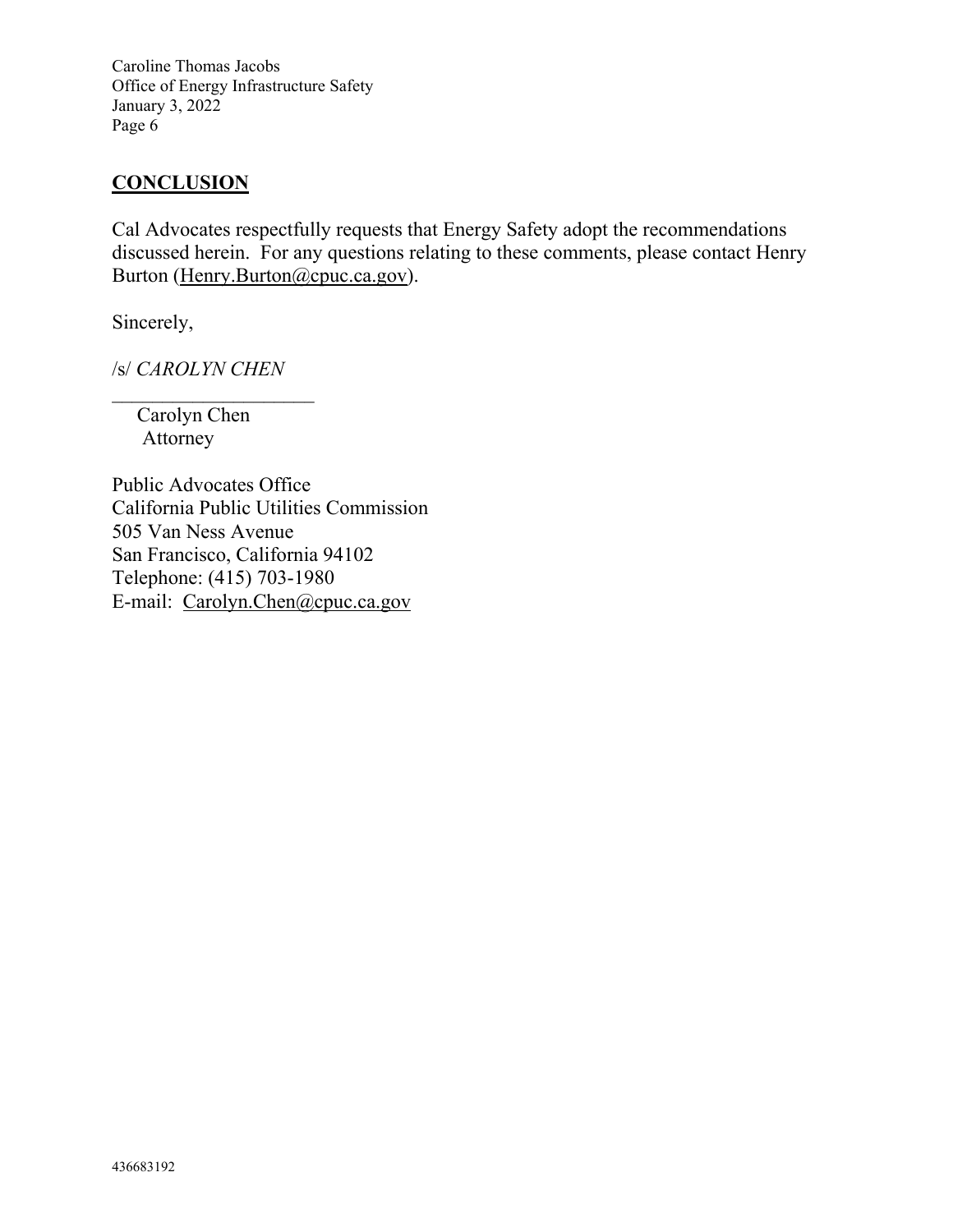## **CONCLUSION**

Cal Advocates respectfully requests that Energy Safety adopt the recommendations discussed herein. For any questions relating to these comments, please contact Henry Burton (Henry.Burton@cpuc.ca.gov).

Sincerely,

/s/ *CAROLYN CHEN*

\_\_\_\_\_\_\_\_\_\_\_\_\_\_\_\_\_\_\_\_\_

Carolyn Chen
Attorney

Public Advocates Office
California Public Utilities Commission
505 Van Ness Avenue
San Francisco, California 94102
Telephone: (415) 703-1980
E-mail: Carolyn.Chen@cpuc.ca.gov

436683192